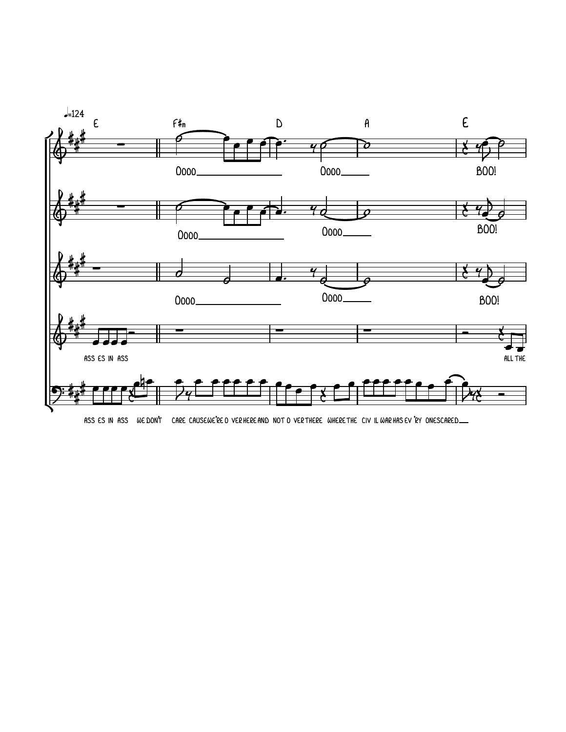♩=124

E F♯m D A E

Oooo Oooo BOO!

Oooo Oooo BOO!

Oooo Oooo BOO!

ASS ES IN ASS ALL THE

ASS ES IN ASS WE DON'T CARE CAUSE WE'RE O VER HERE AND NOT O VER THERE WHERE THE CIV IL WAR HAS EV 'RY ONE SCARED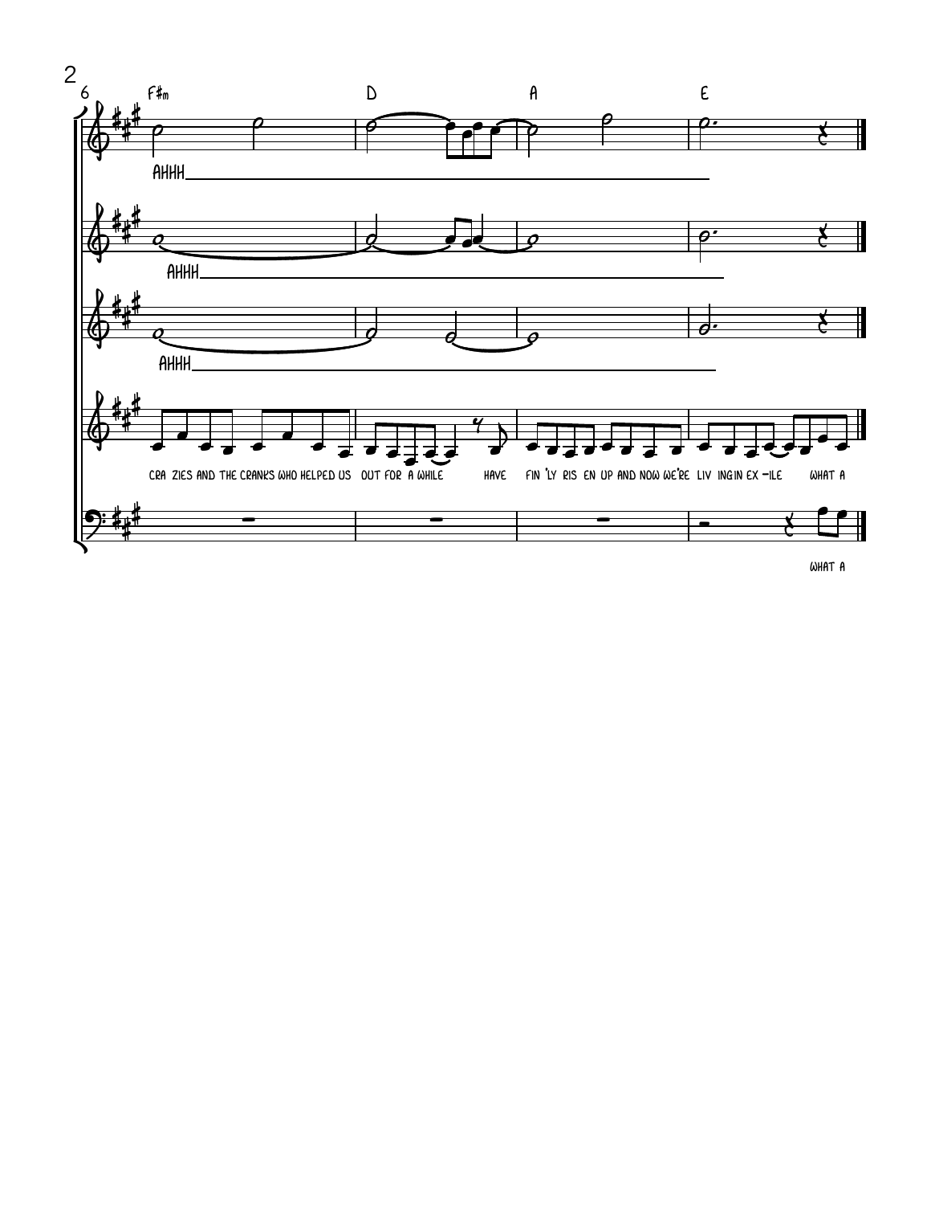6

F♯m D A E

AHHH

AHHH

AHHH

CRA ZIES AND THE CRANKS WHO HELPED US OUT FOR A WHILE HAVE FIN 'LY RIS EN UP AND NOW WE'RE LIV ING IN EX -ILE WHAT A

WHAT A